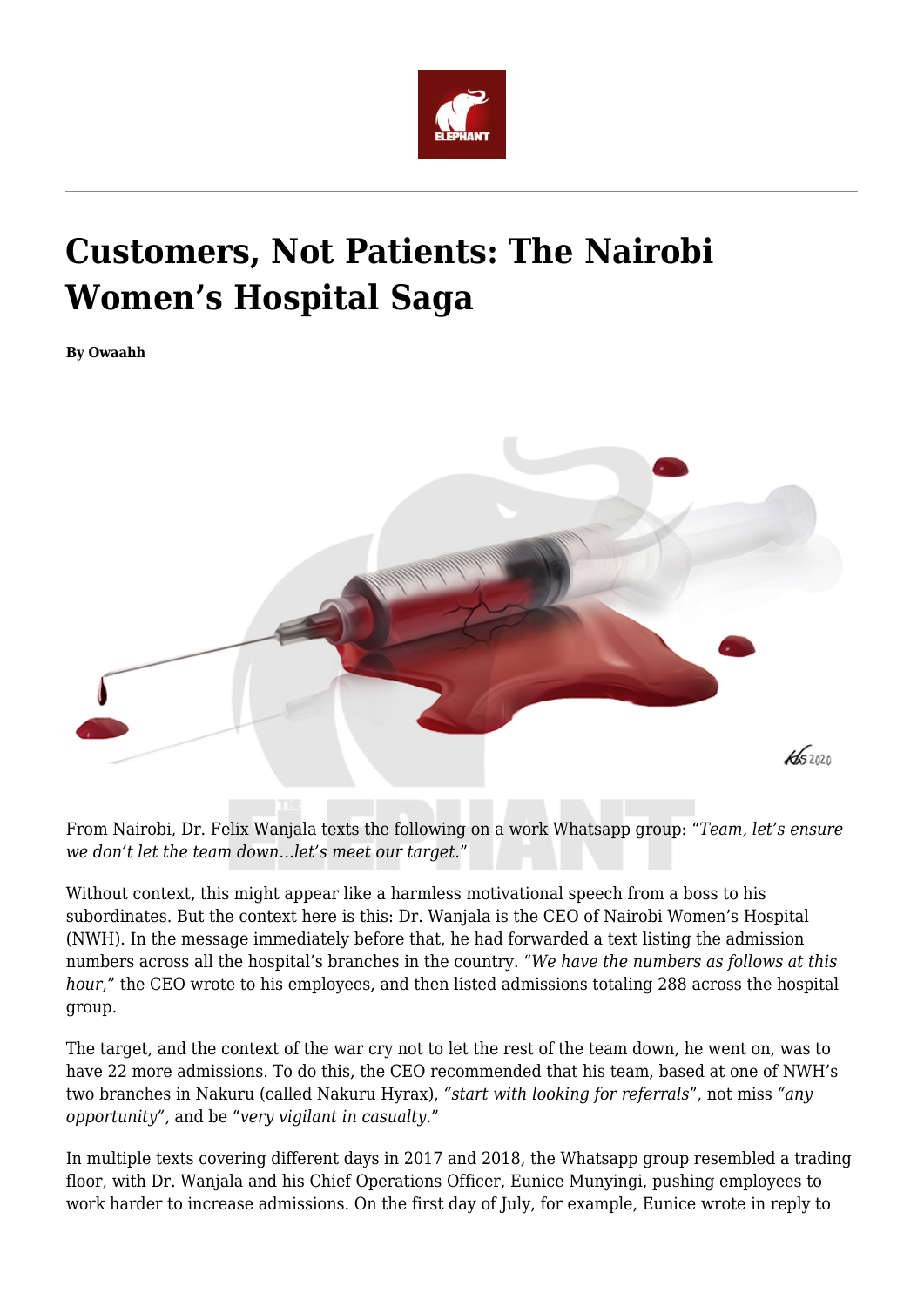# Customers, Not Patients: The Nairobi Women's Hospital Saga

**By Owaahh**

From Nairobi, Dr. Felix Wanjala texts the following on a work Whatsapp group: "*Team, let's ensure we don't let the team down…let's meet our target.*"

Without context, this might appear like a harmless motivational speech from a boss to his subordinates. But the context here is this: Dr. Wanjala is the CEO of Nairobi Women's Hospital (NWH). In the message immediately before that, he had forwarded a text listing the admission numbers across all the hospital's branches in the country. "*We have the numbers as follows at this hour*," the CEO wrote to his employees, and then listed admissions totaling 288 across the hospital group.

The target, and the context of the war cry not to let the rest of the team down, he went on, was to have 22 more admissions. To do this, the CEO recommended that his team, based at one of NWH's two branches in Nakuru (called Nakuru Hyrax), *"start with looking for referrals*", not miss *"any opportunity*", and be "*very vigilant in casualty.*"

In multiple texts covering different days in 2017 and 2018, the Whatsapp group resembled a trading floor, with Dr. Wanjala and his Chief Operations Officer, Eunice Munyingi, pushing employees to work harder to increase admissions. On the first day of July, for example, Eunice wrote in reply to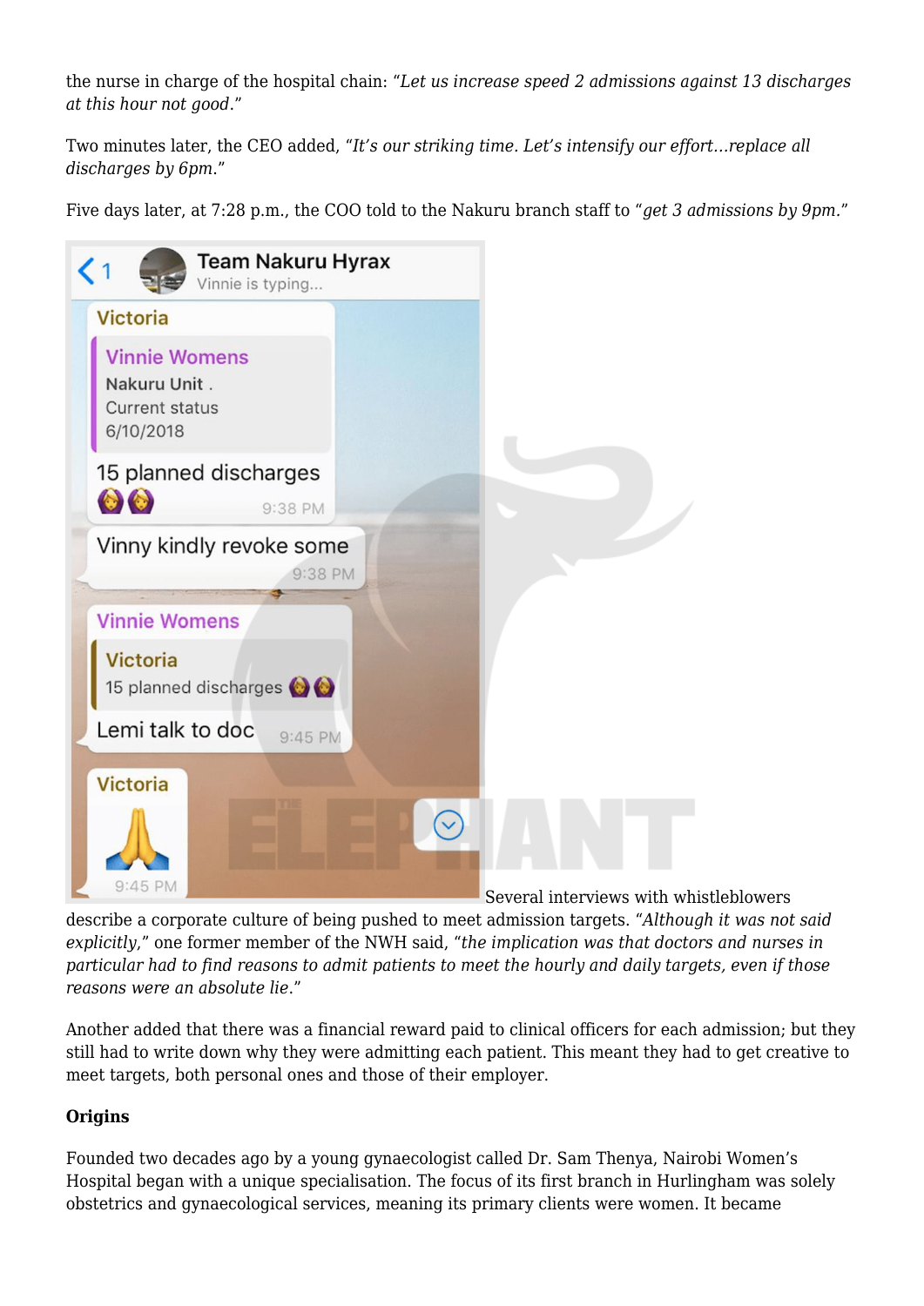the nurse in charge of the hospital chain: "*Let us increase speed 2 admissions against 13 discharges at this hour not good*."

Two minutes later, the CEO added, "*It's our striking time. Let's intensify our effort…replace all discharges by 6pm*."

Five days later, at 7:28 p.m., the COO told to the Nakuru branch staff to "*get 3 admissions by 9pm*."

Several interviews with whistleblowers describe a corporate culture of being pushed to meet admission targets. "*Although it was not said explicitly*," one former member of the NWH said, "*the implication was that doctors and nurses in particular had to find reasons to admit patients to meet the hourly and daily targets, even if those reasons were an absolute lie*."

Another added that there was a financial reward paid to clinical officers for each admission; but they still had to write down why they were admitting each patient. This meant they had to get creative to meet targets, both personal ones and those of their employer.

**Origins**

Founded two decades ago by a young gynaecologist called Dr. Sam Thenya, Nairobi Women's Hospital began with a unique specialisation. The focus of its first branch in Hurlingham was solely obstetrics and gynaecological services, meaning its primary clients were women. It became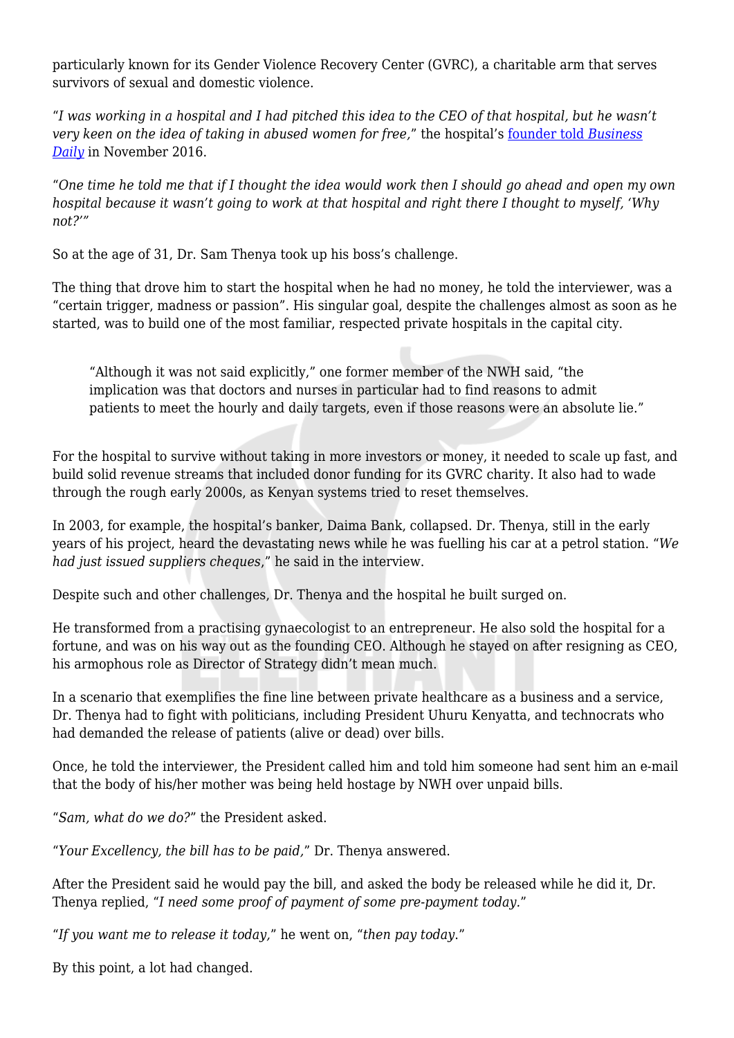particularly known for its Gender Violence Recovery Center (GVRC), a charitable arm that serves survivors of sexual and domestic violence.

"*I was working in a hospital and I had pitched this idea to the CEO of that hospital, but he wasn't very keen on the idea of taking in abused women for free,*" the hospital's founder told *Business Daily* in November 2016.

"*One time he told me that if I thought the idea would work then I should go ahead and open my own hospital because it wasn't going to work at that hospital and right there I thought to myself, 'Why not?'*"

So at the age of 31, Dr. Sam Thenya took up his boss's challenge.

The thing that drove him to start the hospital when he had no money, he told the interviewer, was a "certain trigger, madness or passion". His singular goal, despite the challenges almost as soon as he started, was to build one of the most familiar, respected private hospitals in the capital city.

> "Although it was not said explicitly," one former member of the NWH said, "the implication was that doctors and nurses in particular had to find reasons to admit patients to meet the hourly and daily targets, even if those reasons were an absolute lie."

For the hospital to survive without taking in more investors or money, it needed to scale up fast, and build solid revenue streams that included donor funding for its GVRC charity. It also had to wade through the rough early 2000s, as Kenyan systems tried to reset themselves.

In 2003, for example, the hospital's banker, Daima Bank, collapsed. Dr. Thenya, still in the early years of his project, heard the devastating news while he was fuelling his car at a petrol station. "*We had just issued suppliers cheques*," he said in the interview.

Despite such and other challenges, Dr. Thenya and the hospital he built surged on.

He transformed from a practising gynaecologist to an entrepreneur. He also sold the hospital for a fortune, and was on his way out as the founding CEO. Although he stayed on after resigning as CEO, his armophous role as Director of Strategy didn't mean much.

In a scenario that exemplifies the fine line between private healthcare as a business and a service, Dr. Thenya had to fight with politicians, including President Uhuru Kenyatta, and technocrats who had demanded the release of patients (alive or dead) over bills.

Once, he told the interviewer, the President called him and told him someone had sent him an e-mail that the body of his/her mother was being held hostage by NWH over unpaid bills.

"*Sam, what do we do?*" the President asked.

"*Your Excellency, the bill has to be paid,*" Dr. Thenya answered.

After the President said he would pay the bill, and asked the body be released while he did it, Dr. Thenya replied, "*I need some proof of payment of some pre-payment today.*"

"*If you want me to release it today,*" he went on, "*then pay today.*"

By this point, a lot had changed.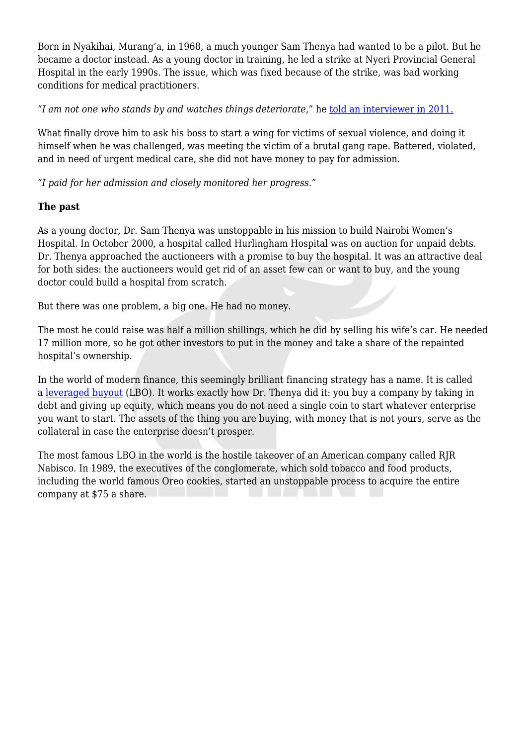Born in Nyakihai, Murang'a, in 1968, a much younger Sam Thenya had wanted to be a pilot. But he became a doctor instead. As a young doctor in training, he led a strike at Nyeri Provincial General Hospital in the early 1990s. The issue, which was fixed because of the strike, was bad working conditions for medical practitioners.

"*I am not one who stands by and watches things deteriorate*," he told an interviewer in 2011.

What finally drove him to ask his boss to start a wing for victims of sexual violence, and doing it himself when he was challenged, was meeting the victim of a brutal gang rape. Battered, violated, and in need of urgent medical care, she did not have money to pay for admission.

"*I paid for her admission and closely monitored her progress*."

**The past**

As a young doctor, Dr. Sam Thenya was unstoppable in his mission to build Nairobi Women's Hospital. In October 2000, a hospital called Hurlingham Hospital was on auction for unpaid debts. Dr. Thenya approached the auctioneers with a promise to buy the hospital. It was an attractive deal for both sides: the auctioneers would get rid of an asset few can or want to buy, and the young doctor could build a hospital from scratch.

But there was one problem, a big one. He had no money.

The most he could raise was half a million shillings, which he did by selling his wife's car. He needed 17 million more, so he got other investors to put in the money and take a share of the repainted hospital's ownership.

In the world of modern finance, this seemingly brilliant financing strategy has a name. It is called a leveraged buyout (LBO). It works exactly how Dr. Thenya did it: you buy a company by taking in debt and giving up equity, which means you do not need a single coin to start whatever enterprise you want to start. The assets of the thing you are buying, with money that is not yours, serve as the collateral in case the enterprise doesn't prosper.

The most famous LBO in the world is the hostile takeover of an American company called RJR Nabisco. In 1989, the executives of the conglomerate, which sold tobacco and food products, including the world famous Oreo cookies, started an unstoppable process to acquire the entire company at $75 a share.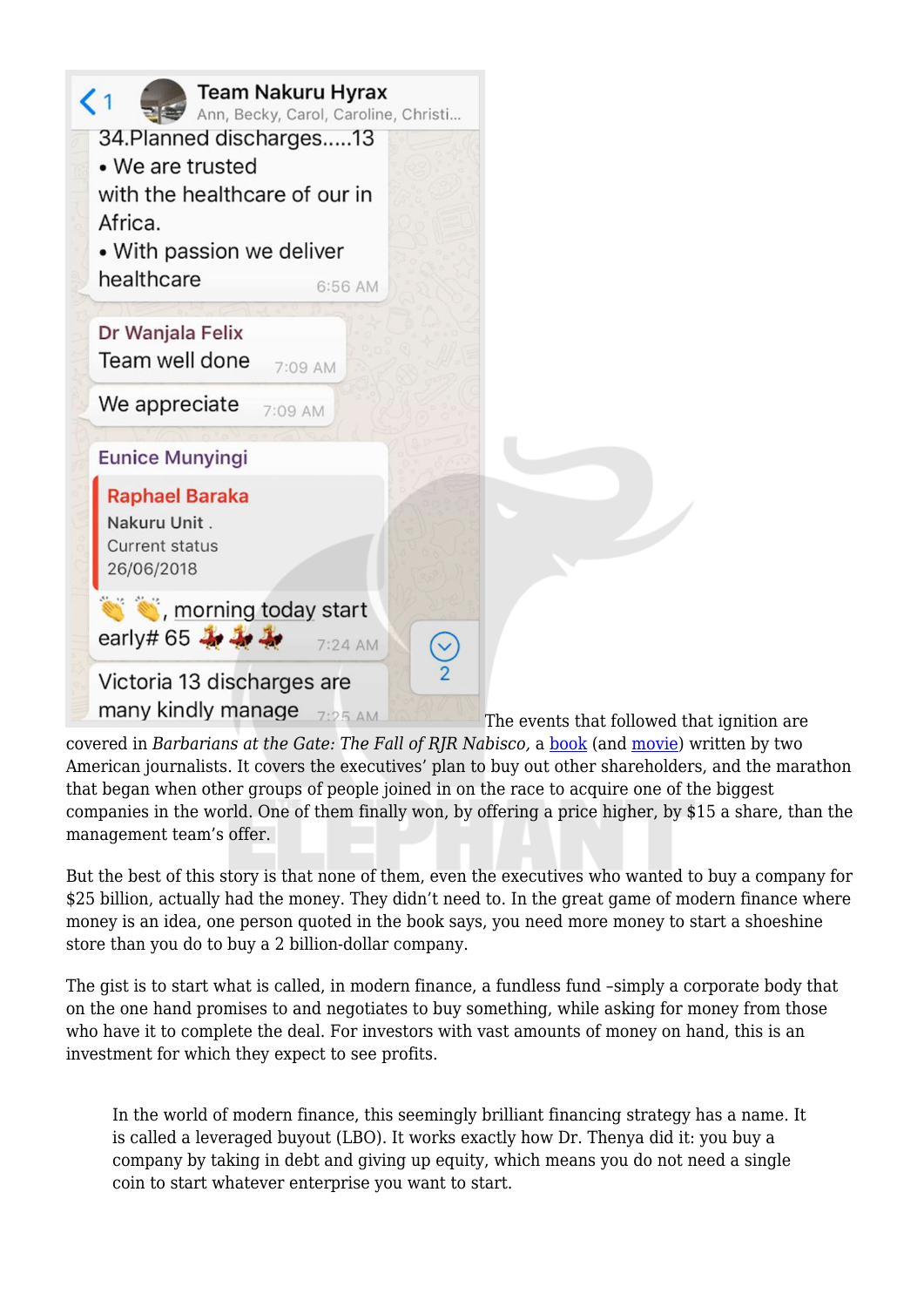The events that followed that ignition are covered in *Barbarians at the Gate: The Fall of RJR Nabisco,* a book (and movie) written by two American journalists. It covers the executives' plan to buy out other shareholders, and the marathon that began when other groups of people joined in on the race to acquire one of the biggest companies in the world. One of them finally won, by offering a price higher, by $15 a share, than the management team's offer.

But the best of this story is that none of them, even the executives who wanted to buy a company for $25 billion, actually had the money. They didn't need to. In the great game of modern finance where money is an idea, one person quoted in the book says, you need more money to start a shoeshine store than you do to buy a 2 billion-dollar company.

The gist is to start what is called, in modern finance, a fundless fund –simply a corporate body that on the one hand promises to and negotiates to buy something, while asking for money from those who have it to complete the deal. For investors with vast amounts of money on hand, this is an investment for which they expect to see profits.

> In the world of modern finance, this seemingly brilliant financing strategy has a name. It is called a leveraged buyout (LBO). It works exactly how Dr. Thenya did it: you buy a company by taking in debt and giving up equity, which means you do not need a single coin to start whatever enterprise you want to start.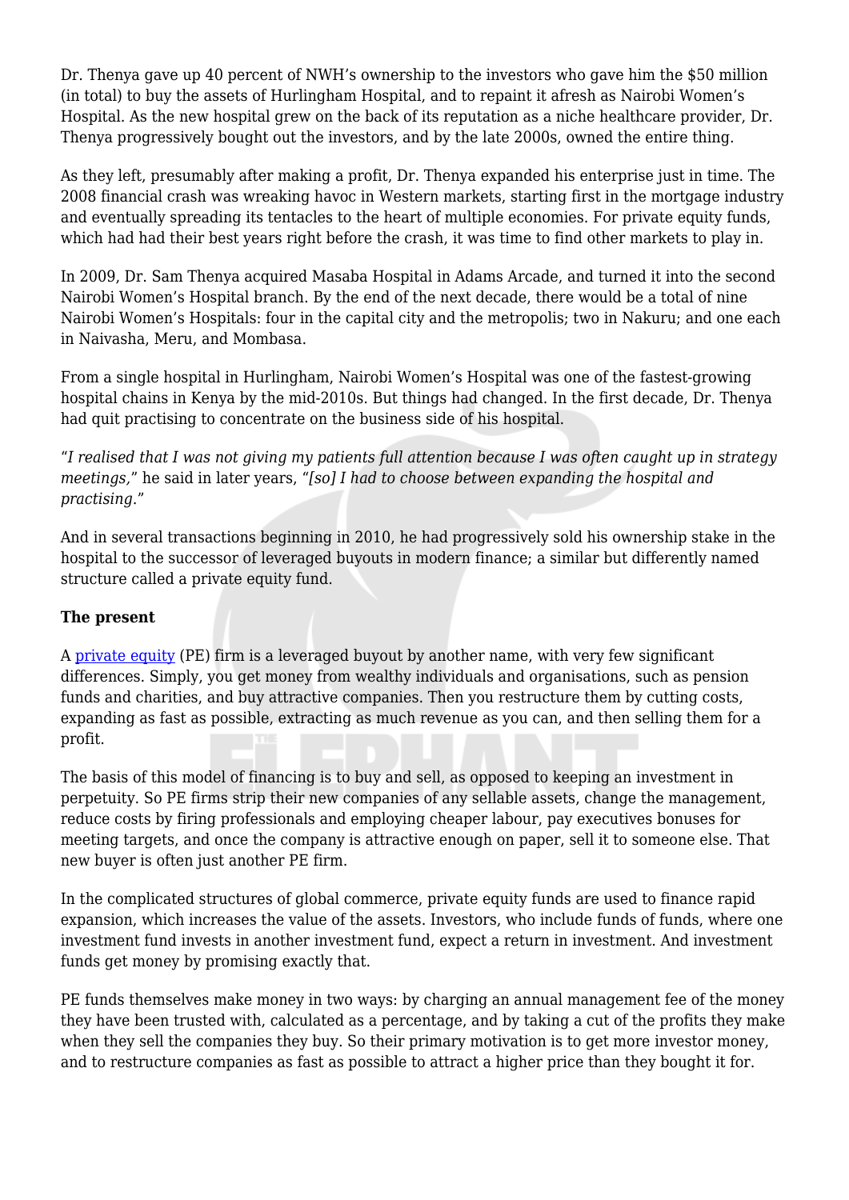Dr. Thenya gave up 40 percent of NWH's ownership to the investors who gave him the $50 million (in total) to buy the assets of Hurlingham Hospital, and to repaint it afresh as Nairobi Women's Hospital. As the new hospital grew on the back of its reputation as a niche healthcare provider, Dr. Thenya progressively bought out the investors, and by the late 2000s, owned the entire thing.

As they left, presumably after making a profit, Dr. Thenya expanded his enterprise just in time. The 2008 financial crash was wreaking havoc in Western markets, starting first in the mortgage industry and eventually spreading its tentacles to the heart of multiple economies. For private equity funds, which had had their best years right before the crash, it was time to find other markets to play in.

In 2009, Dr. Sam Thenya acquired Masaba Hospital in Adams Arcade, and turned it into the second Nairobi Women's Hospital branch. By the end of the next decade, there would be a total of nine Nairobi Women's Hospitals: four in the capital city and the metropolis; two in Nakuru; and one each in Naivasha, Meru, and Mombasa.

From a single hospital in Hurlingham, Nairobi Women's Hospital was one of the fastest-growing hospital chains in Kenya by the mid-2010s. But things had changed. In the first decade, Dr. Thenya had quit practising to concentrate on the business side of his hospital.

"*I realised that I was not giving my patients full attention because I was often caught up in strategy meetings,*" he said in later years, "*[so] I had to choose between expanding the hospital and practising*."

And in several transactions beginning in 2010, he had progressively sold his ownership stake in the hospital to the successor of leveraged buyouts in modern finance; a similar but differently named structure called a private equity fund.

**The present**

A private equity (PE) firm is a leveraged buyout by another name, with very few significant differences. Simply, you get money from wealthy individuals and organisations, such as pension funds and charities, and buy attractive companies. Then you restructure them by cutting costs, expanding as fast as possible, extracting as much revenue as you can, and then selling them for a profit.

The basis of this model of financing is to buy and sell, as opposed to keeping an investment in perpetuity. So PE firms strip their new companies of any sellable assets, change the management, reduce costs by firing professionals and employing cheaper labour, pay executives bonuses for meeting targets, and once the company is attractive enough on paper, sell it to someone else. That new buyer is often just another PE firm.

In the complicated structures of global commerce, private equity funds are used to finance rapid expansion, which increases the value of the assets. Investors, who include funds of funds, where one investment fund invests in another investment fund, expect a return in investment. And investment funds get money by promising exactly that.

PE funds themselves make money in two ways: by charging an annual management fee of the money they have been trusted with, calculated as a percentage, and by taking a cut of the profits they make when they sell the companies they buy. So their primary motivation is to get more investor money, and to restructure companies as fast as possible to attract a higher price than they bought it for.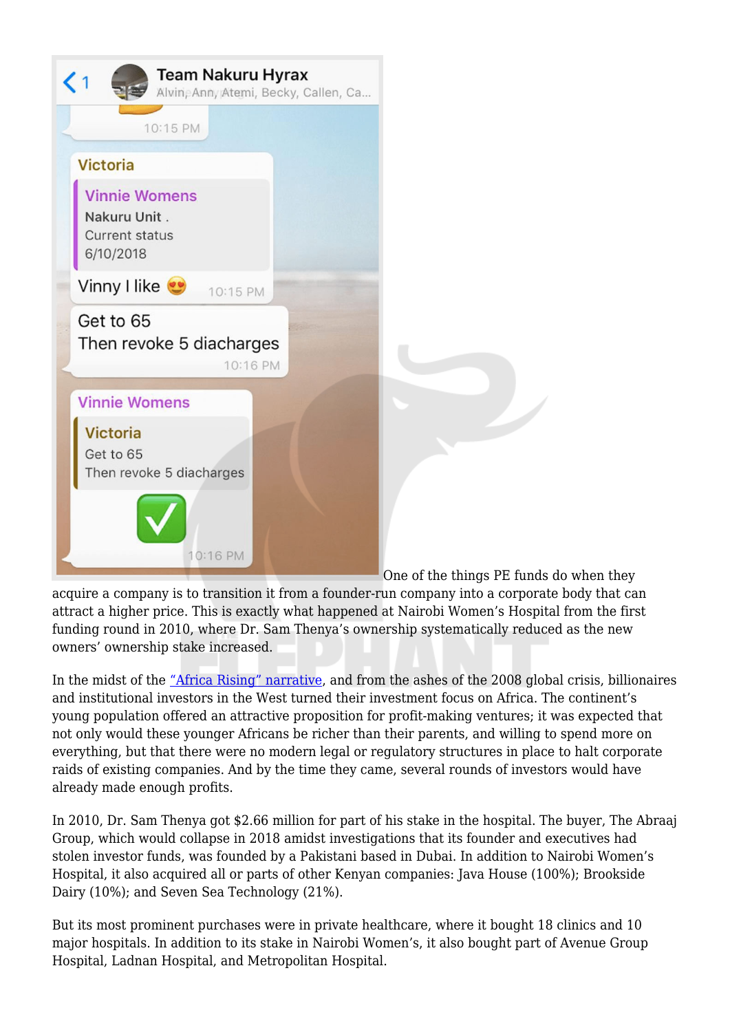One of the things PE funds do when they acquire a company is to transition it from a founder-run company into a corporate body that can attract a higher price. This is exactly what happened at Nairobi Women's Hospital from the first funding round in 2010, where Dr. Sam Thenya's ownership systematically reduced as the new owners' ownership stake increased.

In the midst of the ["Africa Rising" narrative](), and from the ashes of the 2008 global crisis, billionaires and institutional investors in the West turned their investment focus on Africa. The continent's young population offered an attractive proposition for profit-making ventures; it was expected that not only would these younger Africans be richer than their parents, and willing to spend more on everything, but that there were no modern legal or regulatory structures in place to halt corporate raids of existing companies. And by the time they came, several rounds of investors would have already made enough profits.

In 2010, Dr. Sam Thenya got $2.66 million for part of his stake in the hospital. The buyer, The Abraaj Group, which would collapse in 2018 amidst investigations that its founder and executives had stolen investor funds, was founded by a Pakistani based in Dubai. In addition to Nairobi Women's Hospital, it also acquired all or parts of other Kenyan companies: Java House (100%); Brookside Dairy (10%); and Seven Sea Technology (21%).

But its most prominent purchases were in private healthcare, where it bought 18 clinics and 10 major hospitals. In addition to its stake in Nairobi Women's, it also bought part of Avenue Group Hospital, Ladnan Hospital, and Metropolitan Hospital.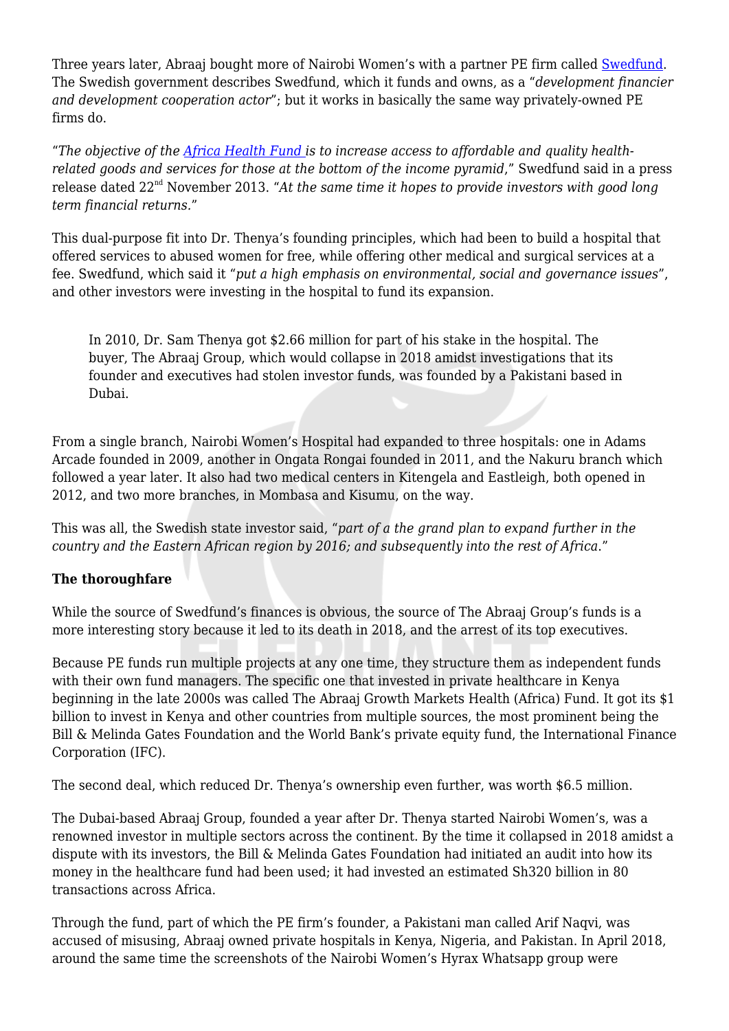Three years later, Abraaj bought more of Nairobi Women's with a partner PE firm called [Swedfund](). The Swedish government describes Swedfund, which it funds and owns, as a "*development financier and development cooperation actor*"; but it works in basically the same way privately-owned PE firms do.

"*The objective of the [Africa Health Fund ]()is to increase access to affordable and quality health-related goods and services for those at the bottom of the income pyramid*," Swedfund said in a press release dated 22nd November 2013. "*At the same time it hopes to provide investors with good long term financial returns.*"

This dual-purpose fit into Dr. Thenya's founding principles, which had been to build a hospital that offered services to abused women for free, while offering other medical and surgical services at a fee. Swedfund, which said it "*put a high emphasis on environmental, social and governance issues*", and other investors were investing in the hospital to fund its expansion.

> In 2010, Dr. Sam Thenya got $2.66 million for part of his stake in the hospital. The buyer, The Abraaj Group, which would collapse in 2018 amidst investigations that its founder and executives had stolen investor funds, was founded by a Pakistani based in Dubai.

From a single branch, Nairobi Women's Hospital had expanded to three hospitals: one in Adams Arcade founded in 2009, another in Ongata Rongai founded in 2011, and the Nakuru branch which followed a year later. It also had two medical centers in Kitengela and Eastleigh, both opened in 2012, and two more branches, in Mombasa and Kisumu, on the way.

This was all, the Swedish state investor said, "*part of a the grand plan to expand further in the country and the Eastern African region by 2016; and subsequently into the rest of Africa.*"

**The thoroughfare**

While the source of Swedfund's finances is obvious, the source of The Abraaj Group's funds is a more interesting story because it led to its death in 2018, and the arrest of its top executives.

Because PE funds run multiple projects at any one time, they structure them as independent funds with their own fund managers. The specific one that invested in private healthcare in Kenya beginning in the late 2000s was called The Abraaj Growth Markets Health (Africa) Fund. It got its $1 billion to invest in Kenya and other countries from multiple sources, the most prominent being the Bill & Melinda Gates Foundation and the World Bank's private equity fund, the International Finance Corporation (IFC).

The second deal, which reduced Dr. Thenya's ownership even further, was worth $6.5 million.

The Dubai-based Abraaj Group, founded a year after Dr. Thenya started Nairobi Women's, was a renowned investor in multiple sectors across the continent. By the time it collapsed in 2018 amidst a dispute with its investors, the Bill & Melinda Gates Foundation had initiated an audit into how its money in the healthcare fund had been used; it had invested an estimated Sh320 billion in 80 transactions across Africa.

Through the fund, part of which the PE firm's founder, a Pakistani man called Arif Naqvi, was accused of misusing, Abraaj owned private hospitals in Kenya, Nigeria, and Pakistan. In April 2018, around the same time the screenshots of the Nairobi Women's Hyrax Whatsapp group were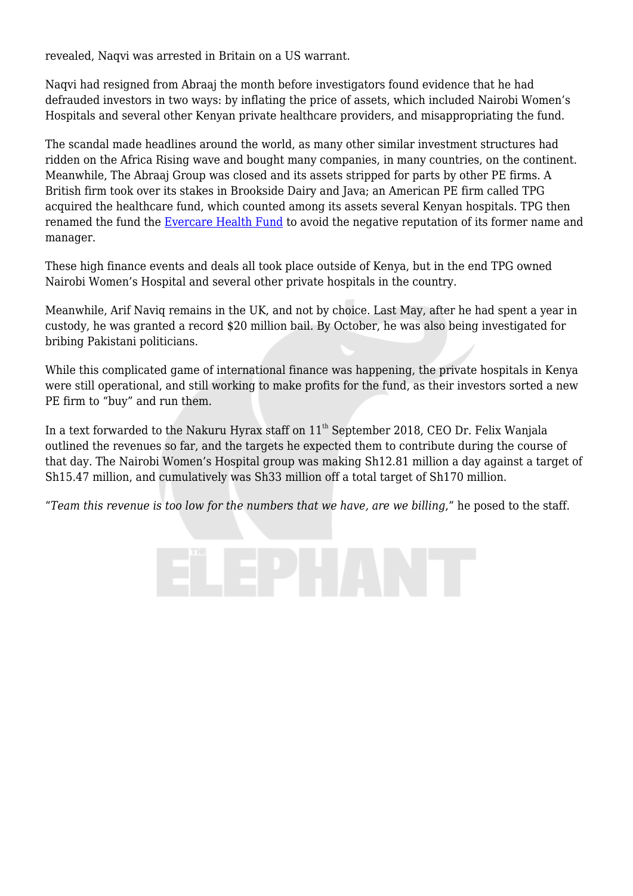revealed, Naqvi was arrested in Britain on a US warrant.

Naqvi had resigned from Abraaj the month before investigators found evidence that he had defrauded investors in two ways: by inflating the price of assets, which included Nairobi Women's Hospitals and several other Kenyan private healthcare providers, and misappropriating the fund.

The scandal made headlines around the world, as many other similar investment structures had ridden on the Africa Rising wave and bought many companies, in many countries, on the continent. Meanwhile, The Abraaj Group was closed and its assets stripped for parts by other PE firms. A British firm took over its stakes in Brookside Dairy and Java; an American PE firm called TPG acquired the healthcare fund, which counted among its assets several Kenyan hospitals. TPG then renamed the fund the Evercare Health Fund to avoid the negative reputation of its former name and manager.

These high finance events and deals all took place outside of Kenya, but in the end TPG owned Nairobi Women's Hospital and several other private hospitals in the country.

Meanwhile, Arif Naviq remains in the UK, and not by choice. Last May, after he had spent a year in custody, he was granted a record $20 million bail. By October, he was also being investigated for bribing Pakistani politicians.

While this complicated game of international finance was happening, the private hospitals in Kenya were still operational, and still working to make profits for the fund, as their investors sorted a new PE firm to "buy" and run them.

In a text forwarded to the Nakuru Hyrax staff on 11th September 2018, CEO Dr. Felix Wanjala outlined the revenues so far, and the targets he expected them to contribute during the course of that day. The Nairobi Women's Hospital group was making Sh12.81 million a day against a target of Sh15.47 million, and cumulatively was Sh33 million off a total target of Sh170 million.

"*Team this revenue is too low for the numbers that we have, are we billing*," he posed to the staff.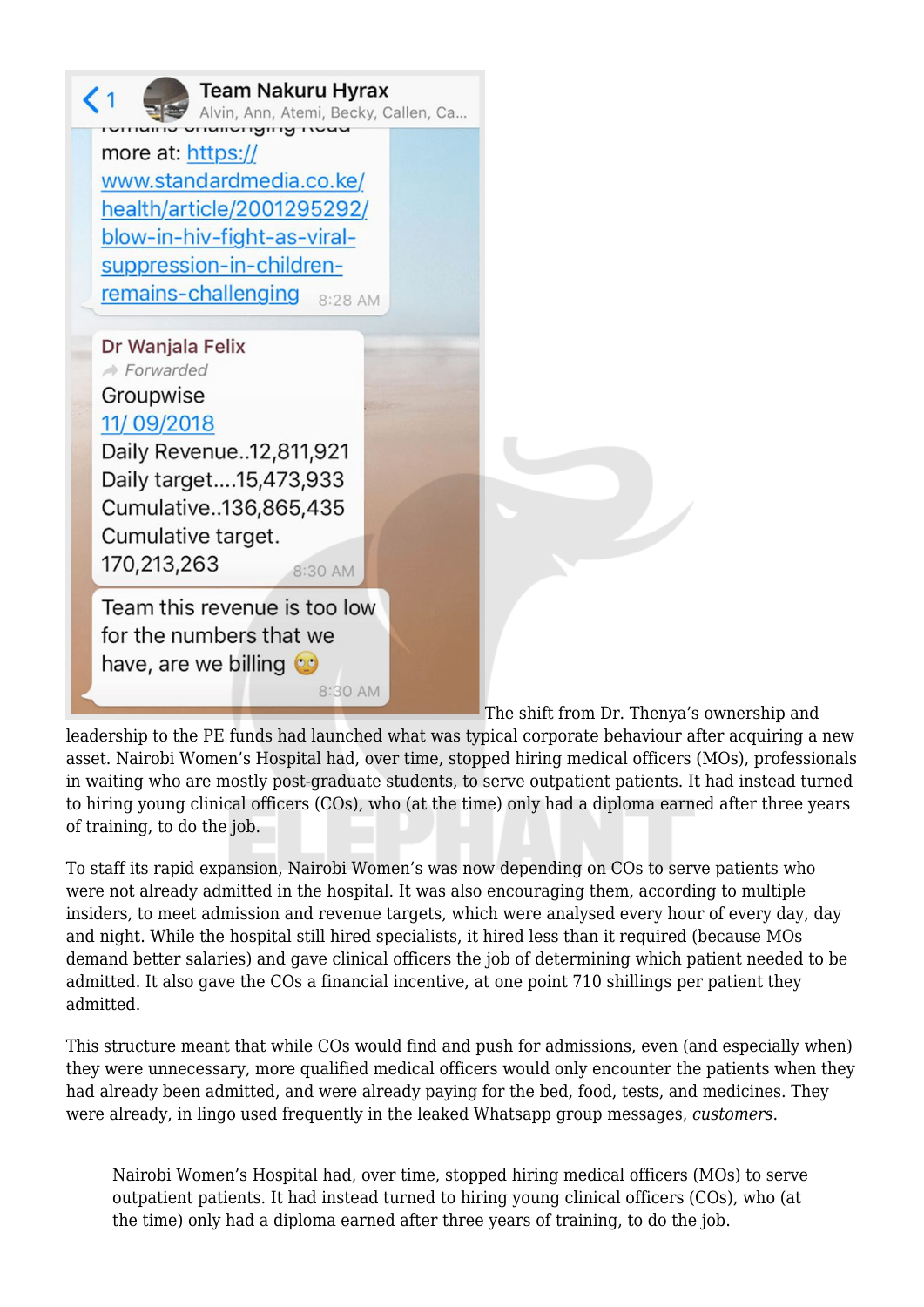Team Nakuru Hyrax
Alvin, Ann, Atemi, Becky, Callen, Ca...

more at: https://www.standardmedia.co.ke/health/article/2001295292/blow-in-hiv-fight-as-viral-suppression-in-children-remains-challenging 8:28 AM

Dr Wanjala Felix
Forwarded
Groupwise
11/ 09/2018
Daily Revenue..12,811,921
Daily target....15,473,933
Cumulative..136,865,435
Cumulative target.
170,213,263 8:30 AM

Team this revenue is too low for the numbers that we have, are we billing 🙄 8:30 AM

The shift from Dr. Thenya's ownership and leadership to the PE funds had launched what was typical corporate behaviour after acquiring a new asset. Nairobi Women's Hospital had, over time, stopped hiring medical officers (MOs), professionals in waiting who are mostly post-graduate students, to serve outpatient patients. It had instead turned to hiring young clinical officers (COs), who (at the time) only had a diploma earned after three years of training, to do the job.

To staff its rapid expansion, Nairobi Women's was now depending on COs to serve patients who were not already admitted in the hospital. It was also encouraging them, according to multiple insiders, to meet admission and revenue targets, which were analysed every hour of every day, day and night. While the hospital still hired specialists, it hired less than it required (because MOs demand better salaries) and gave clinical officers the job of determining which patient needed to be admitted. It also gave the COs a financial incentive, at one point 710 shillings per patient they admitted.

This structure meant that while COs would find and push for admissions, even (and especially when) they were unnecessary, more qualified medical officers would only encounter the patients when they had already been admitted, and were already paying for the bed, food, tests, and medicines. They were already, in lingo used frequently in the leaked Whatsapp group messages, *customers*.

> Nairobi Women's Hospital had, over time, stopped hiring medical officers (MOs) to serve outpatient patients. It had instead turned to hiring young clinical officers (COs), who (at the time) only had a diploma earned after three years of training, to do the job.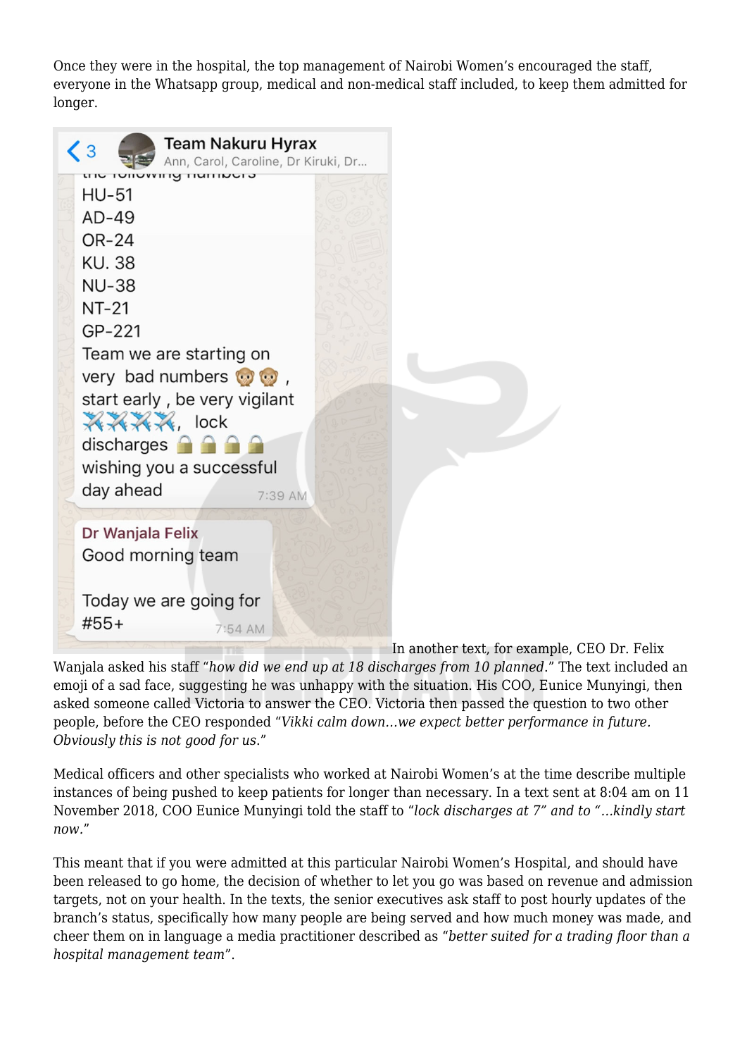Once they were in the hospital, the top management of Nairobi Women's encouraged the staff, everyone in the Whatsapp group, medical and non-medical staff included, to keep them admitted for longer.

Team Nakuru Hyrax
Ann, Carol, Caroline, Dr Kiruki, Dr...

the following numbers
HU-51
AD-49
OR-24
KU. 38
NU-38
NT-21
GP-221
Team we are starting on very bad numbers 🙊🙊 , start early , be very vigilant ✈️✈️✈️✈️, lock discharges 🔒🔒🔒🔒
wishing you a successful day ahead
7:39 AM

Dr Wanjala Felix
Good morning team

Today we are going for #55+
7:54 AM

In another text, for example, CEO Dr. Felix Wanjala asked his staff "*how did we end up at 18 discharges from 10 planned*." The text included an emoji of a sad face, suggesting he was unhappy with the situation. His COO, Eunice Munyingi, then asked someone called Victoria to answer the CEO. Victoria then passed the question to two other people, before the CEO responded "*Vikki calm down…we expect better performance in future. Obviously this is not good for us.*"

Medical officers and other specialists who worked at Nairobi Women's at the time describe multiple instances of being pushed to keep patients for longer than necessary. In a text sent at 8:04 am on 11 November 2018, COO Eunice Munyingi told the staff to "*lock discharges at 7" and to "…kindly start now.*"

This meant that if you were admitted at this particular Nairobi Women's Hospital, and should have been released to go home, the decision of whether to let you go was based on revenue and admission targets, not on your health. In the texts, the senior executives ask staff to post hourly updates of the branch's status, specifically how many people are being served and how much money was made, and cheer them on in language a media practitioner described as "*better suited for a trading floor than a hospital management team*".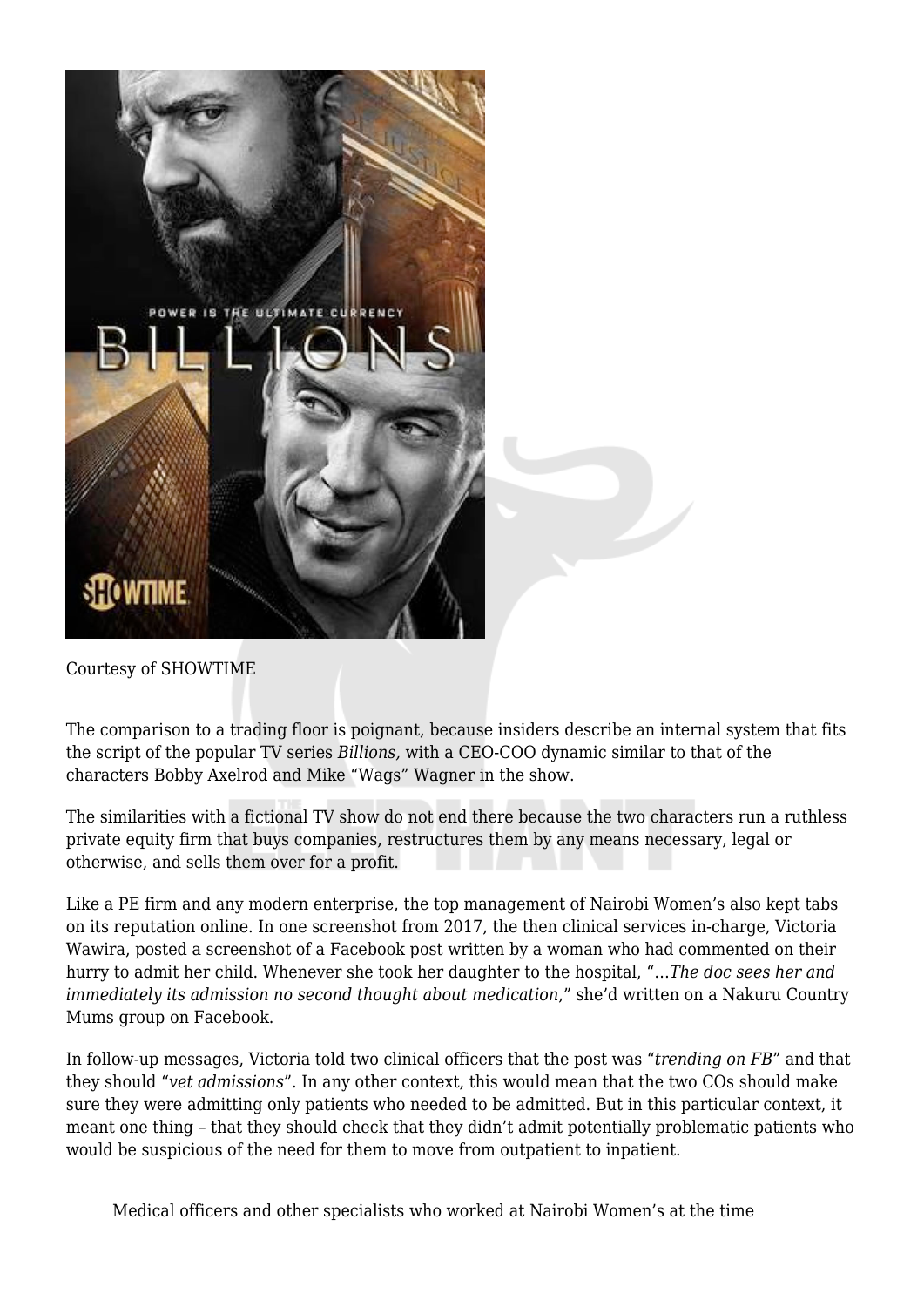Courtesy of SHOWTIME

The comparison to a trading floor is poignant, because insiders describe an internal system that fits the script of the popular TV series *Billions,* with a CEO-COO dynamic similar to that of the characters Bobby Axelrod and Mike "Wags" Wagner in the show.

The similarities with a fictional TV show do not end there because the two characters run a ruthless private equity firm that buys companies, restructures them by any means necessary, legal or otherwise, and sells them over for a profit.

Like a PE firm and any modern enterprise, the top management of Nairobi Women's also kept tabs on its reputation online. In one screenshot from 2017, the then clinical services in-charge, Victoria Wawira, posted a screenshot of a Facebook post written by a woman who had commented on their hurry to admit her child. Whenever she took her daughter to the hospital, "…*The doc sees her and immediately its admission no second thought about medication*," she'd written on a Nakuru Country Mums group on Facebook.

In follow-up messages, Victoria told two clinical officers that the post was "*trending on FB*" and that they should "*vet admissions*". In any other context, this would mean that the two COs should make sure they were admitting only patients who needed to be admitted. But in this particular context, it meant one thing – that they should check that they didn't admit potentially problematic patients who would be suspicious of the need for them to move from outpatient to inpatient.

Medical officers and other specialists who worked at Nairobi Women's at the time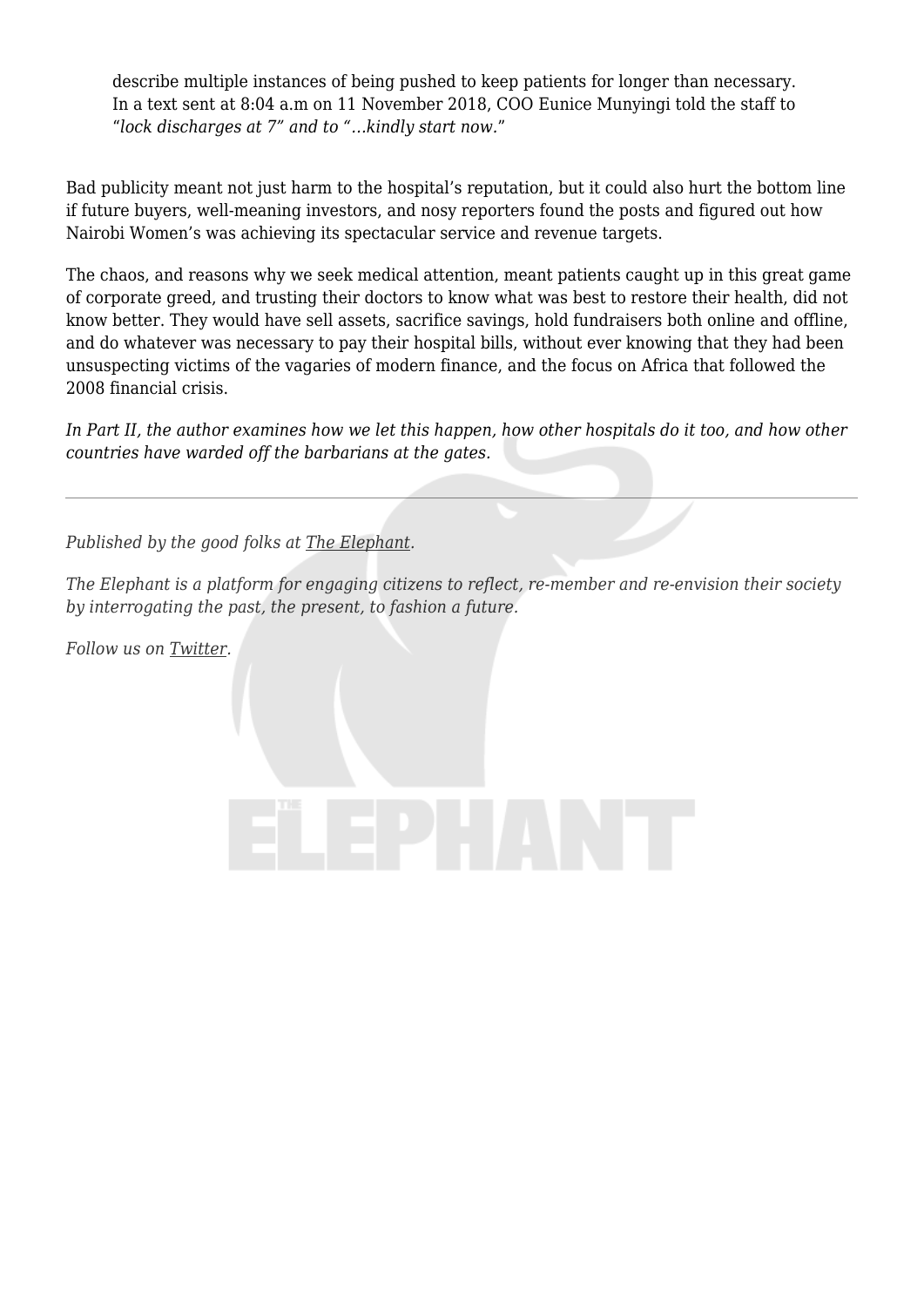describe multiple instances of being pushed to keep patients for longer than necessary. In a text sent at 8:04 a.m on 11 November 2018, COO Eunice Munyingi told the staff to "*lock discharges at 7" and to "…kindly start now*."

Bad publicity meant not just harm to the hospital's reputation, but it could also hurt the bottom line if future buyers, well-meaning investors, and nosy reporters found the posts and figured out how Nairobi Women's was achieving its spectacular service and revenue targets.

The chaos, and reasons why we seek medical attention, meant patients caught up in this great game of corporate greed, and trusting their doctors to know what was best to restore their health, did not know better. They would have sell assets, sacrifice savings, hold fundraisers both online and offline, and do whatever was necessary to pay their hospital bills, without ever knowing that they had been unsuspecting victims of the vagaries of modern finance, and the focus on Africa that followed the 2008 financial crisis.

*In Part II, the author examines how we let this happen, how other hospitals do it too, and how other countries have warded off the barbarians at the gates.*

---

*Published by the good folks at The Elephant.*

*The Elephant is a platform for engaging citizens to reflect, re-member and re-envision their society by interrogating the past, the present, to fashion a future.*

*Follow us on Twitter.*